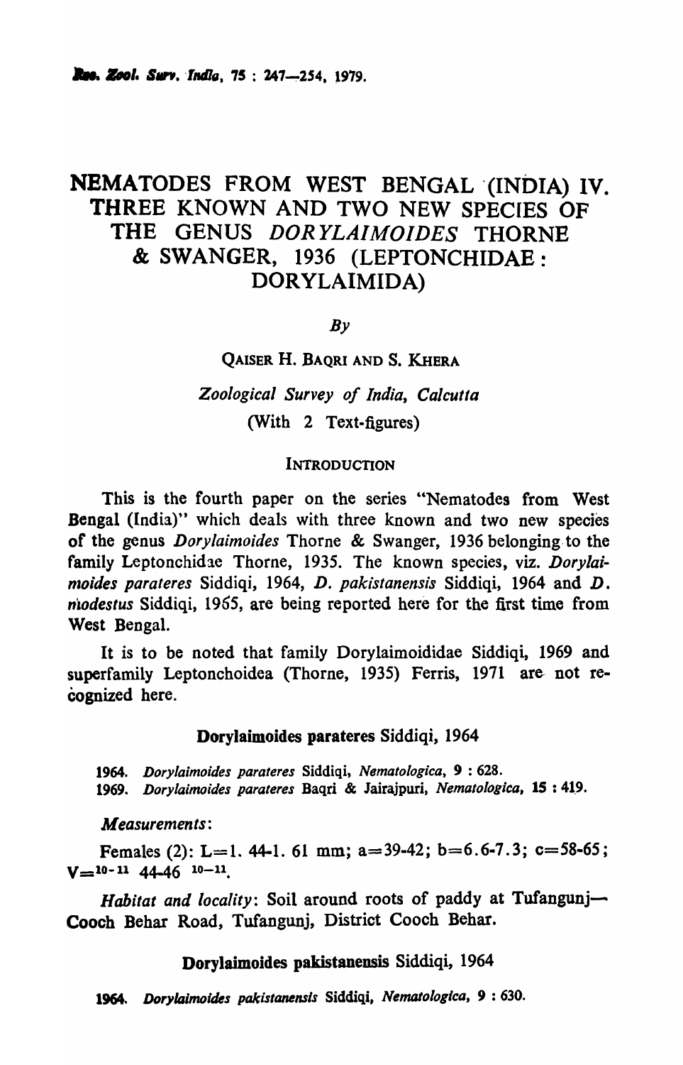# NEMATODES FROM WEST BENGAL (INDIA) IV. THREE KNOWN AND TWO NEW SPECIES OF THE GENUS *DORYLAIMOIDES* THORNE & SWANGER, 1936 (LEPTONCHIDAE : DORYLAIMIDA)

*By*

QAISER H. BAQRI AND S. KHERA

*Zoological Survey of India, Calcutta*

(With 2 Text-figures)

## INTRODUCTION

This is the fourth paper on the series "Nematodes from West Bengal (India)" which deals with three known and two new species of the genus *Dorylaimoides* Thorne & Swanger, 1936 belonging to the family Leptonchidae Thorne, 1935. The known species, viz. *Dorylaimoides parateres* Siddiqi, 1964, *D. pakistanensis* Siddiqi, 1964 and *D. modestus* Siddiqi, 1965, are being reported here for the first time from West Bengal.

It is to be noted that family Dorylaimoididae Siddiqi, 1969 and superfamily Leptonchoidea (Thorne, 1935) Ferris, 1971 are not recognized here.

### Dorylaimoides parateres Siddiqi, 1964

1964. *Dorylaimoides parateres* Siddiqi, *Nematologica*, **9** : 628.
1969. *Dorylaimoides parateres* Baqri & Jairajpuri, *Nematologica*, **15** : 419.

*Measurements*:

Females (2): L=1. 44-1. 61 mm; a=39-42; b=6.6-7.3; c=58-65; $V = {}^{10-11}\ 44\text{-}46\ {}^{10-11}$.

*Habitat and locality*: Soil around roots of paddy at Tufangunj—Cooch Behar Road, Tufangunj, District Cooch Behar.

### Dorylaimoides pakistanensis Siddiqi, 1964

1964. *Dorylaimoides pakistanensis* Siddiqi, *Nematologica*, **9** : 630.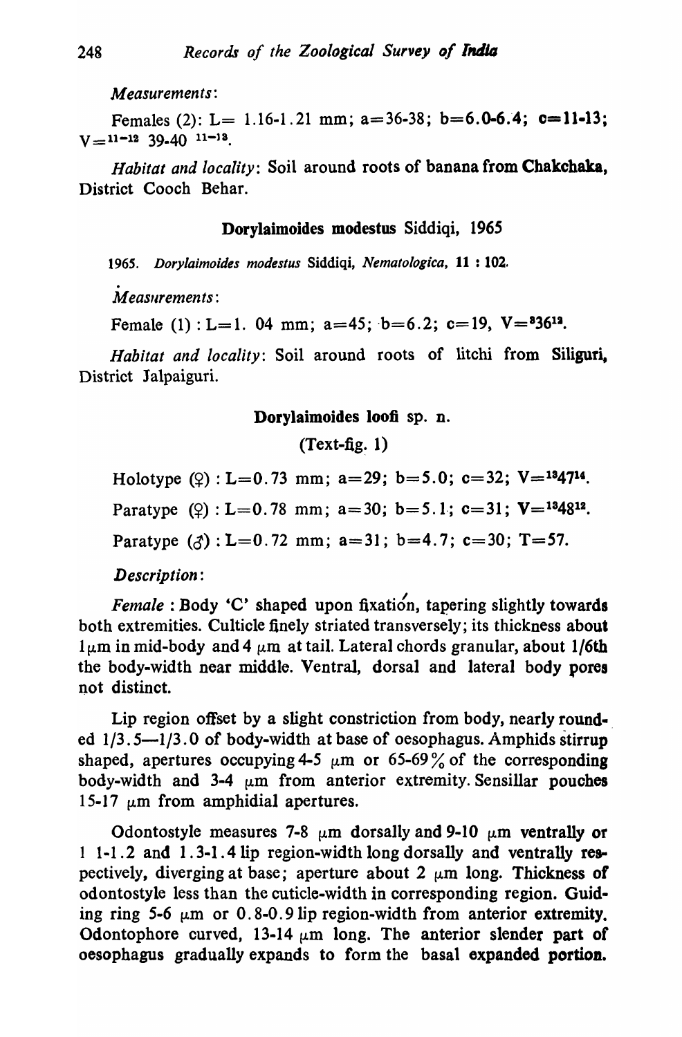*Measurements*:

Females (2): L= 1.16-1.21 mm; a=36-38; b=6.0-6.4; c=11-13; $V = {}^{11-12}\ 39\text{-}40\ {}^{11-13}$.

*Habitat and locality*: Soil around roots of banana from **Chakchaka**, District Cooch Behar.

### Dorylaimoides modestus Siddiqi, 1965

1965. *Dorylaimoides modestus* Siddiqi, *Nematologica*, **11** : 102.

*Measurements*:

Female (1) : L=1. 04 mm; a=45; b=6.2; c=19, $V = {}^{8}36^{12}$.

*Habitat and locality*: Soil around roots of litchi from **Siliguri**, District Jalpaiguri.

### Dorylaimoides loofi sp. n.

(Text-fig. 1)

Holotype (♀) : L=0.73 mm; a=29; b=5.0; c=32; $V = {}^{13}47^{14}$.

Paratype (♀) : L=0.78 mm; a=30; b=5.1; c=31; $V = {}^{13}48^{12}$.

Paratype (♂) : L=0.72 mm; a=31; b=4.7; c=30; T=57.

*Description*:

*Female* : Body 'C' shaped upon fixation, tapering slightly towards both extremities. Culticle finely striated transversely; its thickness about 1 μm in mid-body and 4 μm at tail. Lateral chords granular, about 1/6th the body-width near middle. Ventral, dorsal and lateral body pores not distinct.

Lip region offset by a slight constriction from body, nearly rounded 1/3.5—1/3.0 of body-width at base of oesophagus. Amphids stirrup shaped, apertures occupying 4-5 μm or 65-69% of the corresponding body-width and 3-4 μm from anterior extremity. Sensillar pouches 15-17 μm from amphidial apertures.

Odontostyle measures 7-8 μm dorsally and 9-10 μm ventrally or 1 1-1.2 and 1.3-1.4 lip region-width long dorsally and ventrally respectively, diverging at base; aperture about 2 μm long. Thickness of odontostyle less than the cuticle-width in corresponding region. Guiding ring 5-6 μm or 0.8-0.9 lip region-width from anterior extremity. Odontophore curved, 13-14 μm long. The anterior slender part of oesophagus gradually expands to form the basal expanded portion.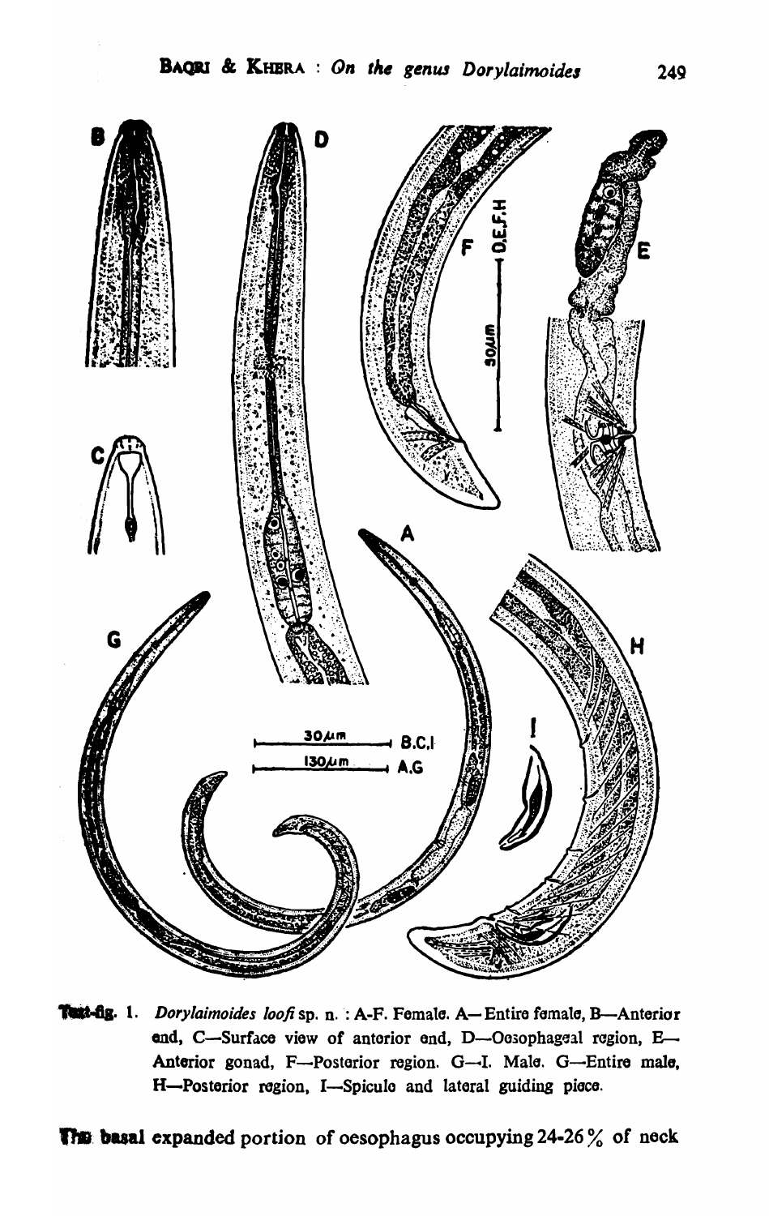Text-fig. 1. *Dorylaimoides loofi* sp. n. : A-F. Female. A—Entire female, B—Anterior end, C—Surface view of anterior end, D—Oesophageal region, E—Anterior gonad, F—Posterior region. G—I. Male. G—Entire male, H—Posterior region, I—Spicule and lateral guiding piece.

The basal expanded portion of oesophagus occupying 24-26 % of neck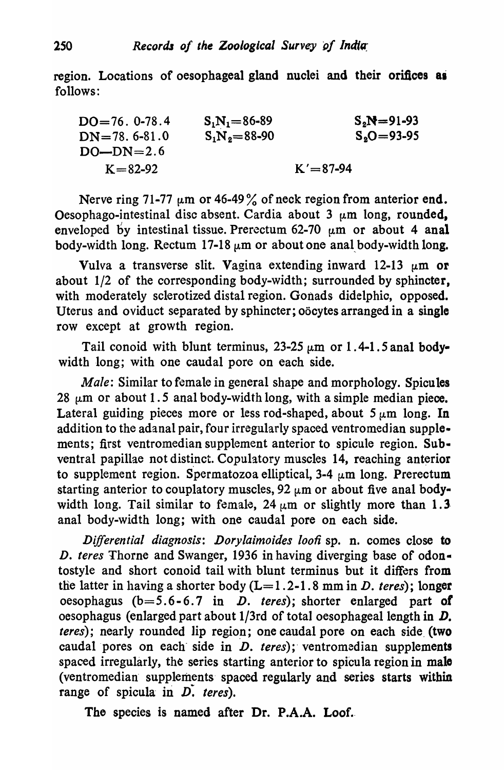region. Locations of oesophageal gland nuclei and their orifices as follows:

| | | |
|---|---|---|
| DO=76. 0-78.4 | $S_1N_1$=86-89 | $S_2N$=91-93 |
| DN=78. 6-81.0 | $S_1N_2$=88-90 | $S_2O$=93-95 |
| DO—DN=2.6 | | |
| K=82-92 | | K'=87-94 |

Nerve ring 71-77 μm or 46-49% of neck region from anterior end. Oesophago-intestinal disc absent. Cardia about 3 μm long, rounded, enveloped by intestinal tissue. Prerectum 62-70 μm or about 4 anal body-width long. Rectum 17-18 μm or about one anal body-width long.

Vulva a transverse slit. Vagina extending inward 12-13 μm or about 1/2 of the corresponding body-width; surrounded by sphincter, with moderately sclerotized distal region. Gonads didelphic, opposed. Uterus and oviduct separated by sphincter; oöcytes arranged in a single row except at growth region.

Tail conoid with blunt terminus, 23-25 μm or 1.4-1.5 anal body-width long; with one caudal pore on each side.

*Male*: Similar to female in general shape and morphology. Spicules 28 μm or about 1.5 anal body-width long, with a simple median piece. Lateral guiding pieces more or less rod-shaped, about 5 μm long. In addition to the adanal pair, four irregularly spaced ventromedian supplements; first ventromedian supplement anterior to spicule region. Subventral papillae not distinct. Copulatory muscles 14, reaching anterior to supplement region. Spermatozoa elliptical, 3-4 μm long. Prerectum starting anterior to couplatory muscles, 92 μm or about five anal body-width long. Tail similar to female, 24 μm or slightly more than 1.3 anal body-width long; with one caudal pore on each side.

*Differential diagnosis*: *Dorylaimoides loofi* sp. n. comes close to *D. teres* Thorne and Swanger, 1936 in having diverging base of odontostyle and short conoid tail with blunt terminus but it differs from the latter in having a shorter body (L=1.2-1.8 mm in *D. teres*); longer oesophagus (b=5.6-6.7 in *D. teres*); shorter enlarged part of oesophagus (enlarged part about 1/3rd of total oesophageal length in *D. teres*); nearly rounded lip region; one caudal pore on each side (two caudal pores on each side in *D. teres*); ventromedian supplements spaced irregularly, the series starting anterior to spicula region in male (ventromedian supplements spaced regularly and series starts within range of spicula in *D. teres*).

The species is named after Dr. P.A.A. Loof.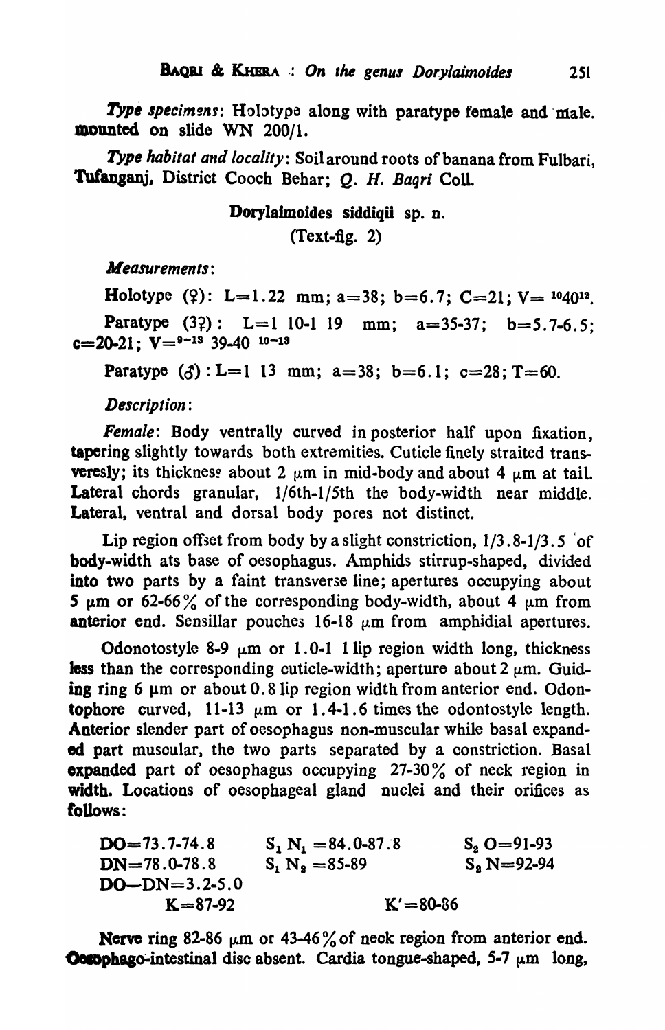*Type specimens*: Holotype along with paratype female and male. mounted on slide WN 200/1.

*Type habitat and locality*: Soil around roots of banana from Fulbari, Tufanganj, District Cooch Behar; *Q. H. Baqri* Coll.

**Dorylaimoides siddiqii sp. n.**

(Text-fig. 2)

*Measurements*:

Holotype (♀): L=1.22 mm; a=38; b=6.7; C=21; V= $^{10}40^{12}$.

Paratype (3♀): L=1 10-1 19 mm; a=35-37; b=5.7-6.5; c=20-21; V=$^{9-13}$ 39-40 $^{10-13}$

Paratype (♂) : L=1 13 mm; a=38; b=6.1; c=28; T=60.

*Description*:

*Female*: Body ventrally curved in posterior half upon fixation, tapering slightly towards both extremities. Cuticle finely straited transveresly; its thickness about 2 μm in mid-body and about 4 μm at tail. Lateral chords granular, 1/6th-1/5th the body-width near middle. Lateral, ventral and dorsal body pores not distinct.

Lip region offset from body by a slight constriction, 1/3.8-1/3.5 of body-width ats base of oesophagus. Amphids stirrup-shaped, divided into two parts by a faint transverse line; apertures occupying about 5 μm or 62-66% of the corresponding body-width, about 4 μm from anterior end. Sensillar pouches 16-18 μm from amphidial apertures.

Odonotostyle 8-9 μm or 1.0-1 1 lip region width long, thickness less than the corresponding cuticle-width; aperture about 2 μm. Guiding ring 6 μm or about 0.8 lip region width from anterior end. Odontophore curved, 11-13 μm or 1.4-1.6 times the odontostyle length. Anterior slender part of oesophagus non-muscular while basal expanded part muscular, the two parts separated by a constriction. Basal expanded part of oesophagus occupying 27-30% of neck region in width. Locations of oesophageal gland nuclei and their orifices as follows:

DO=73.7-74.8 $\quad$ $S_1 N_1$ =84.0-87.8 $\quad$ $S_2$ O=91-93

DN=78.0-78.8 $\quad$ $S_1 N_2$ =85-89 $\quad$ $S_2$ N=92-94

DO—DN=3.2-5.0

K=87-92 $\quad$ K'=80-86

Nerve ring 82-86 μm or 43-46% of neck region from anterior end. Oesophago-intestinal disc absent. Cardia tongue-shaped, 5-7 μm long,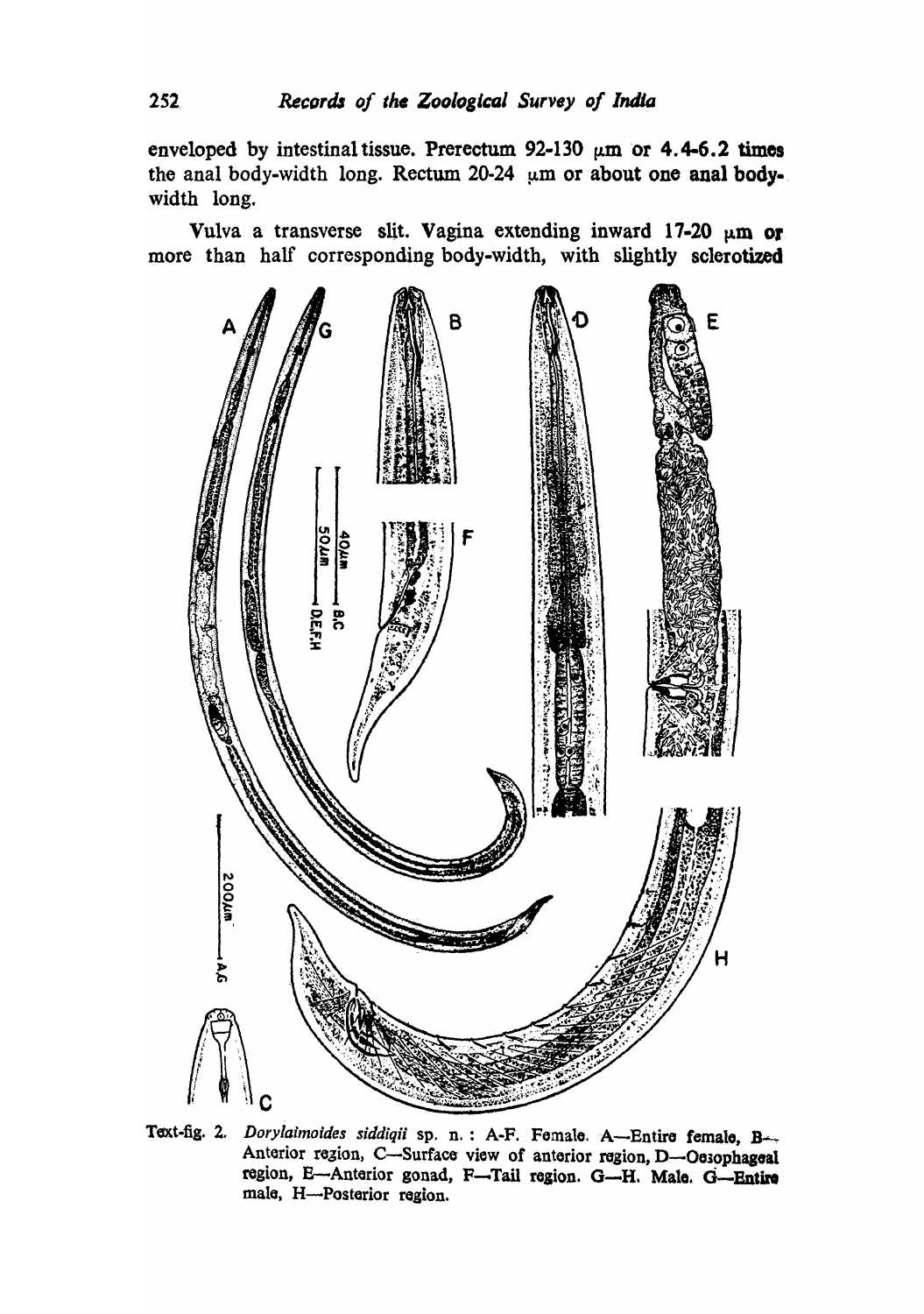enveloped by intestinal tissue. Prerectum 92-130 μm or 4.4-6.2 times the anal body-width long. Rectum 20-24 μm or about one anal body-width long.

Vulva a transverse slit. Vagina extending inward 17-20 μm or more than half corresponding body-width, with slightly sclerotized

Text-fig. 2. *Dorylaimoides siddiqii* sp. n. : A-F. Female. A—Entire female, B—Anterior region, C—Surface view of anterior region, D—Oesophageal region, E—Anterior gonad, F—Tail region. G—H. Male. G—Entire male, H—Posterior region.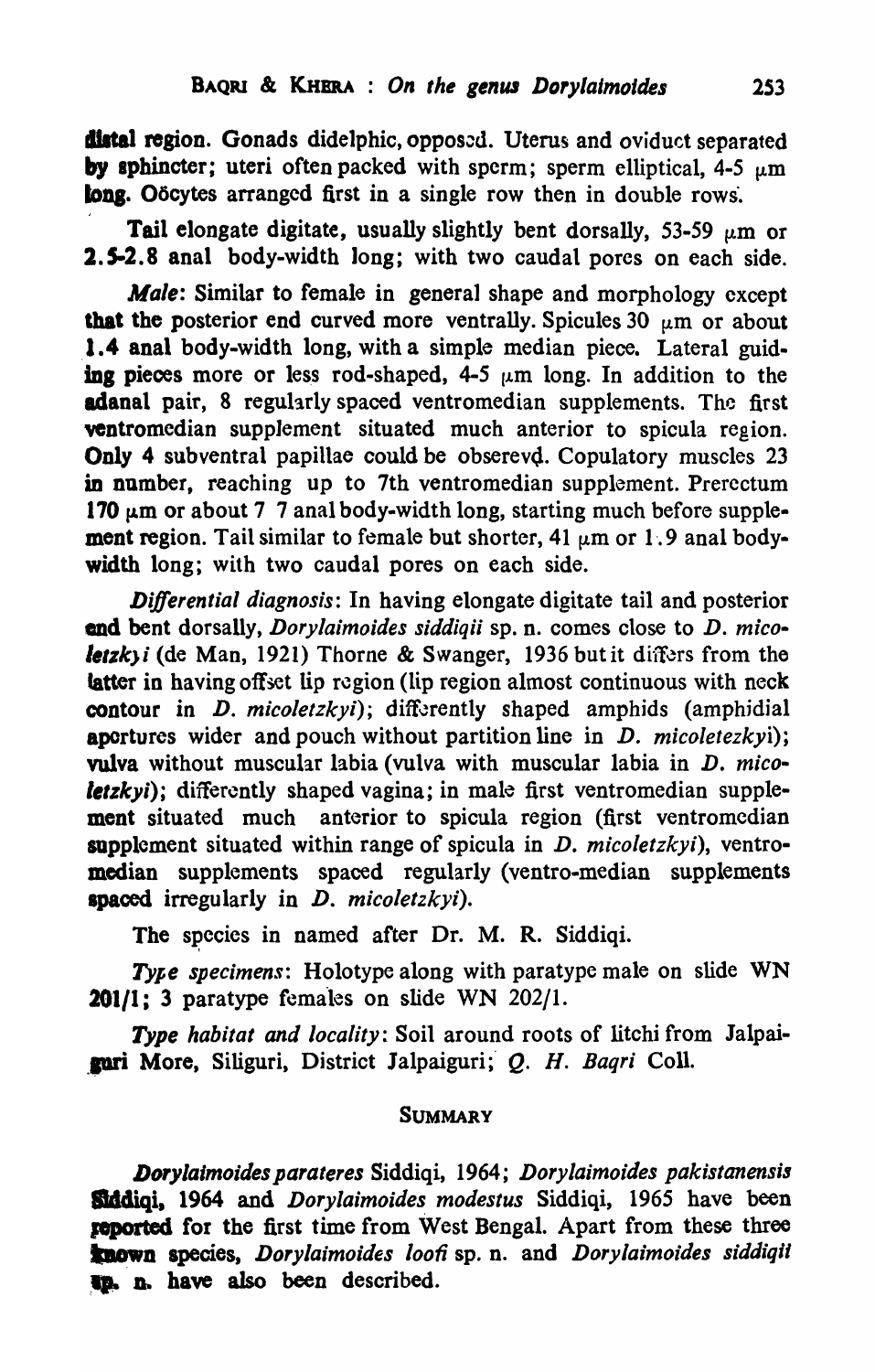**distal** region. Gonads didelphic, opposed. Uterus and oviduct separated by sphincter; uteri often packed with sperm; sperm elliptical, 4-5 μm long. Oöcytes arranged first in a single row then in double rows.

Tail elongate digitate, usually slightly bent dorsally, 53-59 μm or 2.5-2.8 anal body-width long; with two caudal pores on each side.

*Male*: Similar to female in general shape and morphology except that the posterior end curved more ventrally. Spicules 30 μm or about 1.4 anal body-width long, with a simple median piece. Lateral guiding pieces more or less rod-shaped, 4-5 μm long. In addition to the adanal pair, 8 regularly spaced ventromedian supplements. The first ventromedian supplement situated much anterior to spicula region. Only 4 subventral papillae could be obserevd. Copulatory muscles 23 in number, reaching up to 7th ventromedian supplement. Prerectum 170 μm or about 7 7 anal body-width long, starting much before supplement region. Tail similar to female but shorter, 41 μm or 1.9 anal body-width long; with two caudal pores on each side.

*Differential diagnosis*: In having elongate digitate tail and posterior end bent dorsally, *Dorylaimoides siddiqii* sp. n. comes close to *D. micoletzkyi* (de Man, 1921) Thorne & Swanger, 1936 but it differs from the latter in having offset lip region (lip region almost continuous with neck contour in *D. micoletzkyi*); differently shaped amphids (amphidial apertures wider and pouch without partition line in *D. micoletezkyi*); vulva without muscular labia (vulva with muscular labia in *D. micoletzkyi*); differently shaped vagina; in male first ventromedian supplement situated much anterior to spicula region (first ventromedian supplement situated within range of spicula in *D. micoletzkyi*), ventromedian supplements spaced regularly (ventro-median supplements spaced irregularly in *D. micoletzkyi*).

The species in named after Dr. M. R. Siddiqi.

*Type specimens*: Holotype along with paratype male on slide WN 201/1; 3 paratype females on slide WN 202/1.

*Type habitat and locality*: Soil around roots of litchi from Jalpaiguri More, Siliguri, District Jalpaiguri; *Q. H. Baqri* Coll.

## SUMMARY

*Dorylaimoides parateres* Siddiqi, 1964; *Dorylaimoides pakistanensis* Siddiqi, 1964 and *Dorylaimoides modestus* Siddiqi, 1965 have been reported for the first time from West Bengal. Apart from these three known species, *Dorylaimoides loofi* sp. n. and *Dorylaimoides siddiqii* sp. n. have also been described.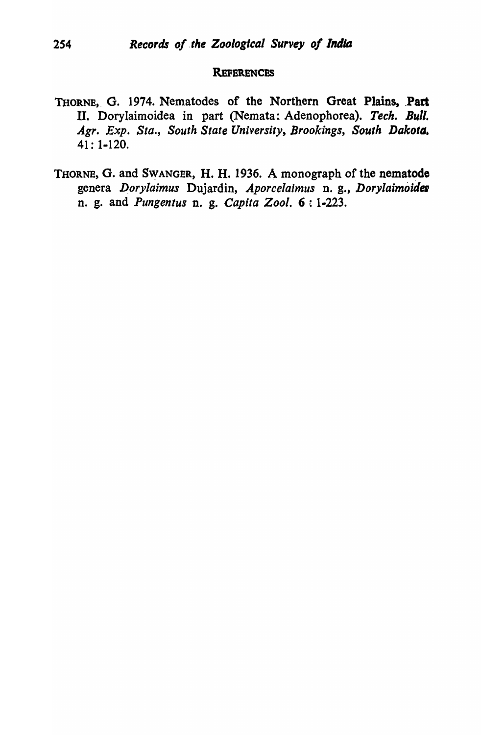## REFERENCES

THORNE, G. 1974. Nematodes of the Northern Great Plains, Part II. Dorylaimoidea in part (Nemata: Adenophorea). *Tech. Bull. Agr. Exp. Sta., South State University, Brookings, South Dakota,* 41: 1-120.

THORNE, G. and SWANGER, H. H. 1936. A monograph of the nematode genera *Dorylaimus* Dujardin, *Aporcelaimus* n. g., *Dorylaimoides* n. g. and *Pungentus* n. g. *Capita Zool.* 6 : 1-223.